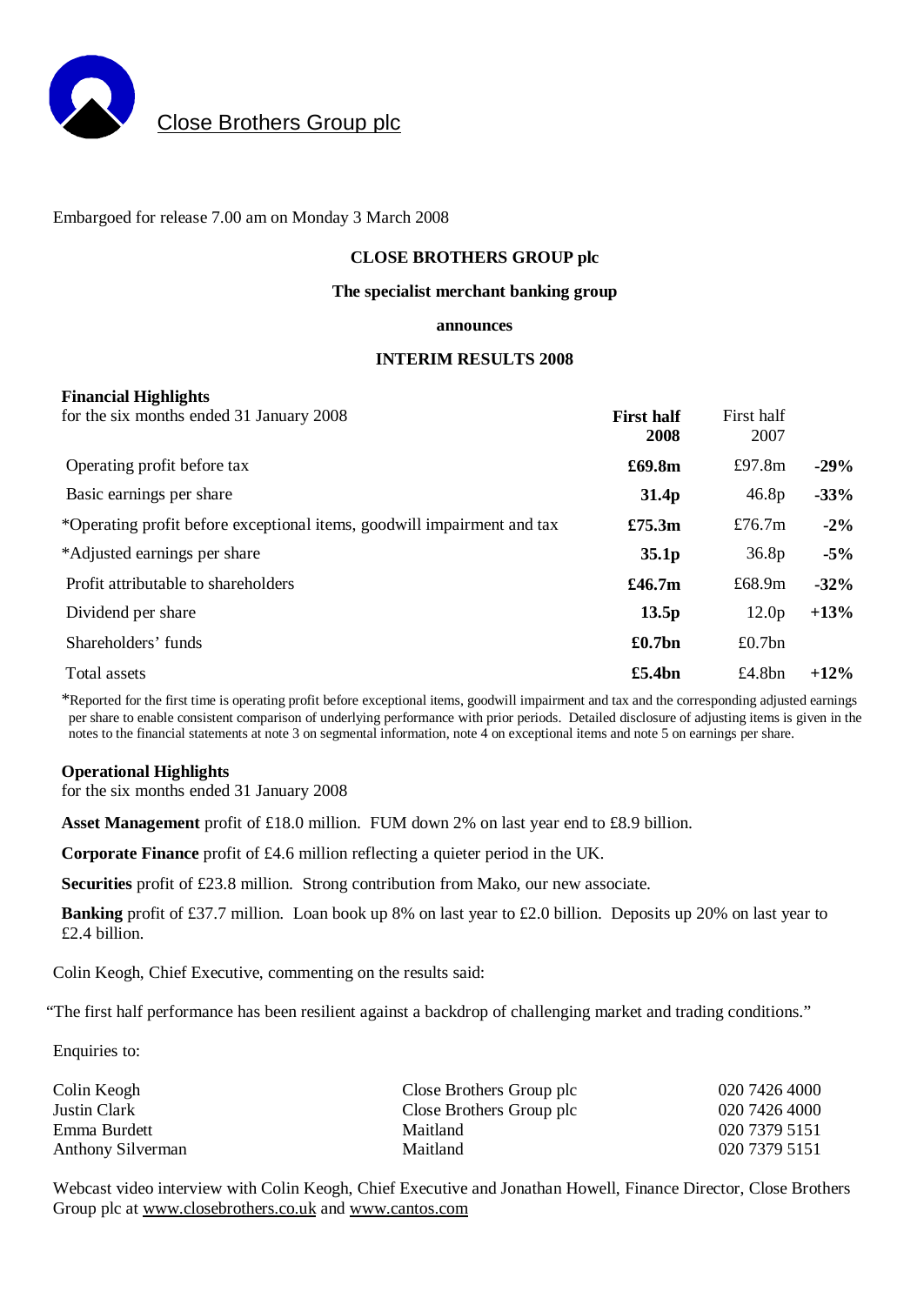Close Brothers Group plc

Embargoed for release 7.00 am on Monday 3 March 2008

# CLOSE BROTHERS GROUP plc

**The specialist merchant banking group**

**announces**

## INTERIM RESULTS 2008

**Financial Highlights**
for the six months ended 31 January 2008

| | **First half 2008** | First half 2007 | |
|---|---|---|---|
| Operating profit before tax | **£69.8m** | £97.8m | **-29%** |
| Basic earnings per share | **31.4p** | 46.8p | **-33%** |
| *Operating profit before exceptional items, goodwill impairment and tax | **£75.3m** | £76.7m | **-2%** |
| *Adjusted earnings per share | **35.1p** | 36.8p | **-5%** |
| Profit attributable to shareholders | **£46.7m** | £68.9m | **-32%** |
| Dividend per share | **13.5p** | 12.0p | **+13%** |
| Shareholders' funds | **£0.7bn** | £0.7bn | |
| Total assets | **£5.4bn** | £4.8bn | **+12%** |

*Reported for the first time is operating profit before exceptional items, goodwill impairment and tax and the corresponding adjusted earnings per share to enable consistent comparison of underlying performance with prior periods. Detailed disclosure of adjusting items is given in the notes to the financial statements at note 3 on segmental information, note 4 on exceptional items and note 5 on earnings per share.

**Operational Highlights**
for the six months ended 31 January 2008

**Asset Management** profit of £18.0 million. FUM down 2% on last year end to £8.9 billion.

**Corporate Finance** profit of £4.6 million reflecting a quieter period in the UK.

**Securities** profit of £23.8 million. Strong contribution from Mako, our new associate.

**Banking** profit of £37.7 million. Loan book up 8% on last year to £2.0 billion. Deposits up 20% on last year to £2.4 billion.

Colin Keogh, Chief Executive, commenting on the results said:

"The first half performance has been resilient against a backdrop of challenging market and trading conditions."

Enquiries to:

| | | |
|---|---|---|
| Colin Keogh | Close Brothers Group plc | 020 7426 4000 |
| Justin Clark | Close Brothers Group plc | 020 7426 4000 |
| Emma Burdett | Maitland | 020 7379 5151 |
| Anthony Silverman | Maitland | 020 7379 5151 |

Webcast video interview with Colin Keogh, Chief Executive and Jonathan Howell, Finance Director, Close Brothers Group plc at www.closebrothers.co.uk and www.cantos.com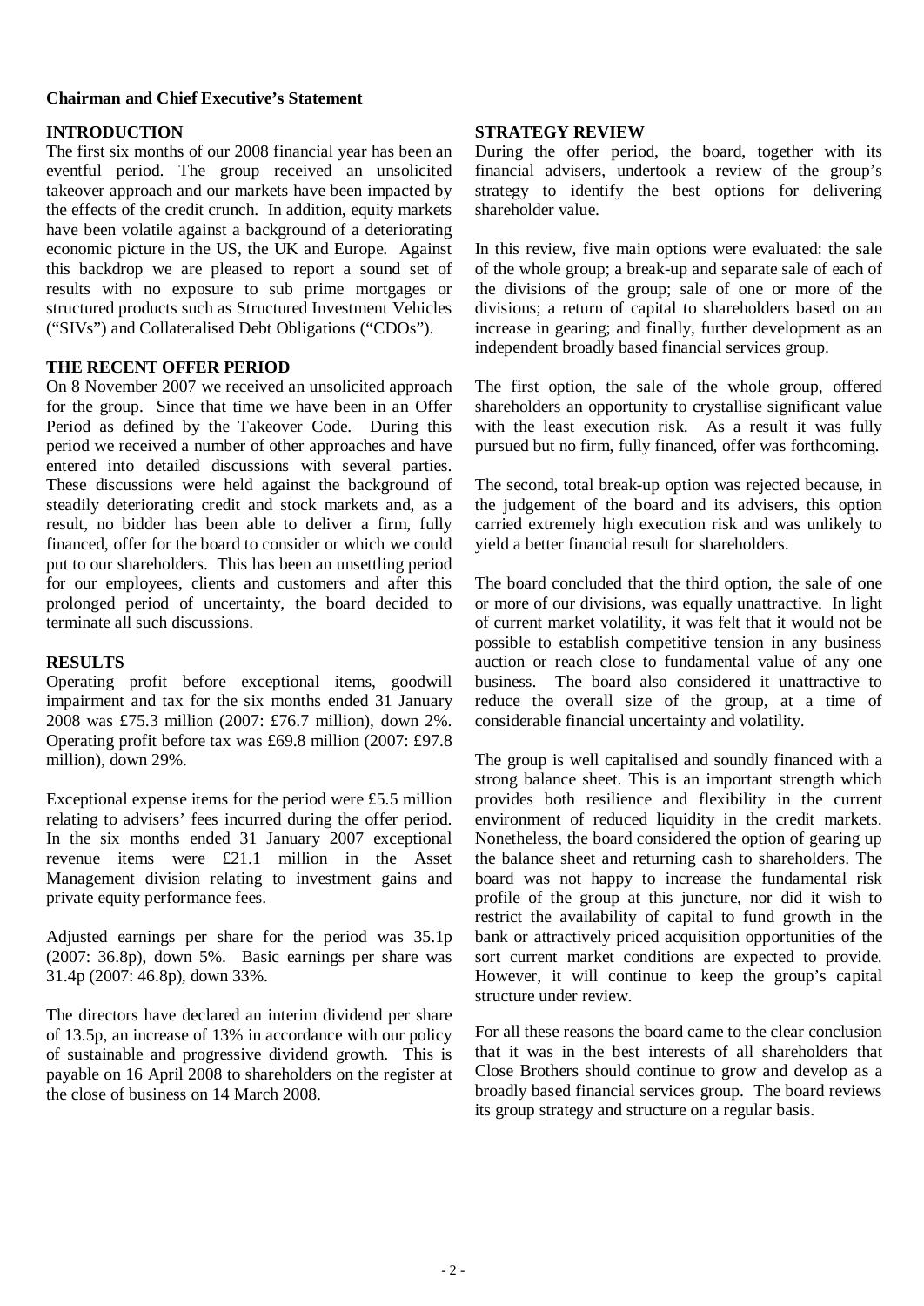**Chairman and Chief Executive's Statement**

## INTRODUCTION

The first six months of our 2008 financial year has been an eventful period. The group received an unsolicited takeover approach and our markets have been impacted by the effects of the credit crunch. In addition, equity markets have been volatile against a background of a deteriorating economic picture in the US, the UK and Europe. Against this backdrop we are pleased to report a sound set of results with no exposure to sub prime mortgages or structured products such as Structured Investment Vehicles ("SIVs") and Collateralised Debt Obligations ("CDOs").

## THE RECENT OFFER PERIOD

On 8 November 2007 we received an unsolicited approach for the group. Since that time we have been in an Offer Period as defined by the Takeover Code. During this period we received a number of other approaches and have entered into detailed discussions with several parties. These discussions were held against the background of steadily deteriorating credit and stock markets and, as a result, no bidder has been able to deliver a firm, fully financed, offer for the board to consider or which we could put to our shareholders. This has been an unsettling period for our employees, clients and customers and after this prolonged period of uncertainty, the board decided to terminate all such discussions.

## RESULTS

Operating profit before exceptional items, goodwill impairment and tax for the six months ended 31 January 2008 was £75.3 million (2007: £76.7 million), down 2%. Operating profit before tax was £69.8 million (2007: £97.8 million), down 29%.

Exceptional expense items for the period were £5.5 million relating to advisers' fees incurred during the offer period. In the six months ended 31 January 2007 exceptional revenue items were £21.1 million in the Asset Management division relating to investment gains and private equity performance fees.

Adjusted earnings per share for the period was 35.1p (2007: 36.8p), down 5%. Basic earnings per share was 31.4p (2007: 46.8p), down 33%.

The directors have declared an interim dividend per share of 13.5p, an increase of 13% in accordance with our policy of sustainable and progressive dividend growth. This is payable on 16 April 2008 to shareholders on the register at the close of business on 14 March 2008.

## STRATEGY REVIEW

During the offer period, the board, together with its financial advisers, undertook a review of the group's strategy to identify the best options for delivering shareholder value.

In this review, five main options were evaluated: the sale of the whole group; a break-up and separate sale of each of the divisions of the group; sale of one or more of the divisions; a return of capital to shareholders based on an increase in gearing; and finally, further development as an independent broadly based financial services group.

The first option, the sale of the whole group, offered shareholders an opportunity to crystallise significant value with the least execution risk. As a result it was fully pursued but no firm, fully financed, offer was forthcoming.

The second, total break-up option was rejected because, in the judgement of the board and its advisers, this option carried extremely high execution risk and was unlikely to yield a better financial result for shareholders.

The board concluded that the third option, the sale of one or more of our divisions, was equally unattractive. In light of current market volatility, it was felt that it would not be possible to establish competitive tension in any business auction or reach close to fundamental value of any one business. The board also considered it unattractive to reduce the overall size of the group, at a time of considerable financial uncertainty and volatility.

The group is well capitalised and soundly financed with a strong balance sheet. This is an important strength which provides both resilience and flexibility in the current environment of reduced liquidity in the credit markets. Nonetheless, the board considered the option of gearing up the balance sheet and returning cash to shareholders. The board was not happy to increase the fundamental risk profile of the group at this juncture, nor did it wish to restrict the availability of capital to fund growth in the bank or attractively priced acquisition opportunities of the sort current market conditions are expected to provide. However, it will continue to keep the group's capital structure under review.

For all these reasons the board came to the clear conclusion that it was in the best interests of all shareholders that Close Brothers should continue to grow and develop as a broadly based financial services group. The board reviews its group strategy and structure on a regular basis.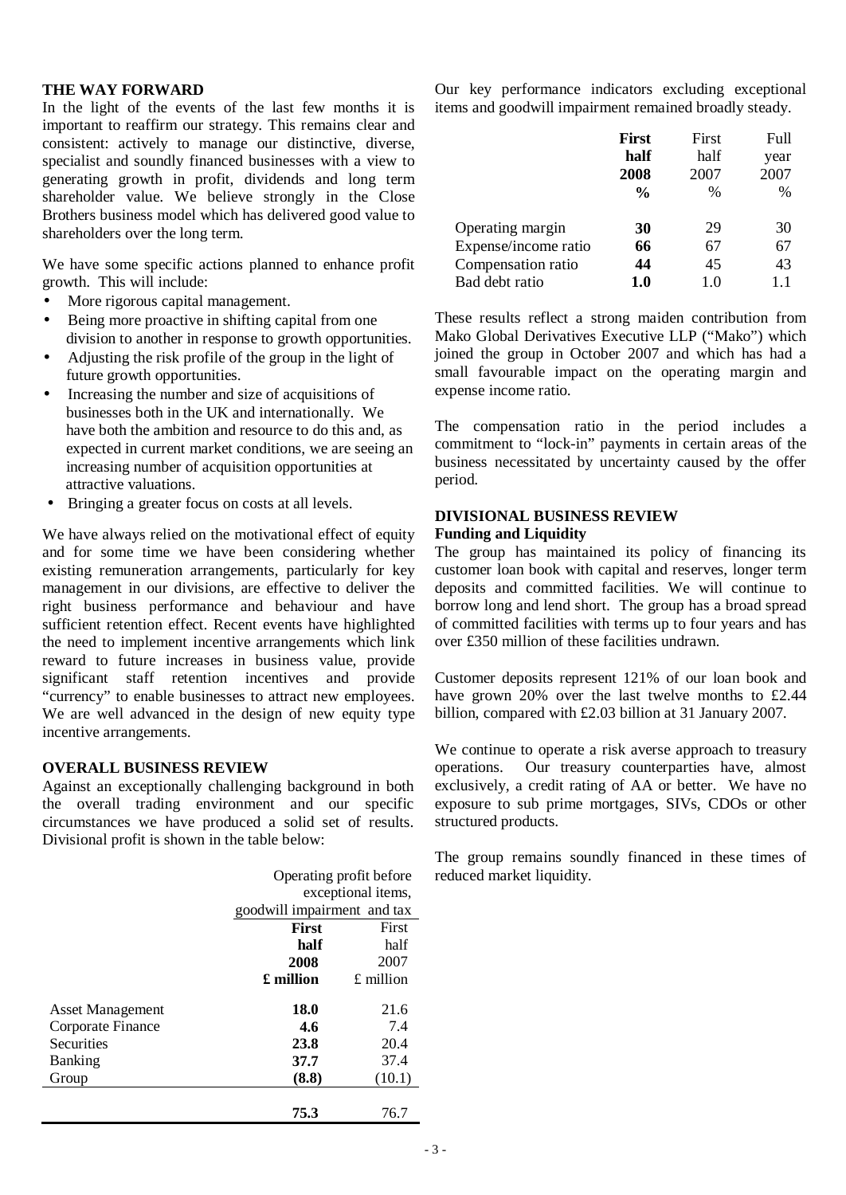## THE WAY FORWARD

In the light of the events of the last few months it is important to reaffirm our strategy. This remains clear and consistent: actively to manage our distinctive, diverse, specialist and soundly financed businesses with a view to generating growth in profit, dividends and long term shareholder value. We believe strongly in the Close Brothers business model which has delivered good value to shareholders over the long term.

We have some specific actions planned to enhance profit growth. This will include:

- More rigorous capital management.
- Being more proactive in shifting capital from one division to another in response to growth opportunities.
- Adjusting the risk profile of the group in the light of future growth opportunities.
- Increasing the number and size of acquisitions of businesses both in the UK and internationally. We have both the ambition and resource to do this and, as expected in current market conditions, we are seeing an increasing number of acquisition opportunities at attractive valuations.
- Bringing a greater focus on costs at all levels.

We have always relied on the motivational effect of equity and for some time we have been considering whether existing remuneration arrangements, particularly for key management in our divisions, are effective to deliver the right business performance and behaviour and have sufficient retention effect. Recent events have highlighted the need to implement incentive arrangements which link reward to future increases in business value, provide significant staff retention incentives and provide "currency" to enable businesses to attract new employees. We are well advanced in the design of new equity type incentive arrangements.

## OVERALL BUSINESS REVIEW

Against an exceptionally challenging background in both the overall trading environment and our specific circumstances we have produced a solid set of results. Divisional profit is shown in the table below:

| | Operating profit before exceptional items, goodwill impairment and tax | |
|---|---|---|
| | **First half 2008 £ million** | First half 2007 £ million |
| Asset Management | **18.0** | 21.6 |
| Corporate Finance | **4.6** | 7.4 |
| Securities | **23.8** | 20.4 |
| Banking | **37.7** | 37.4 |
| Group | **(8.8)** | (10.1) |
| | **75.3** | 76.7 |

Our key performance indicators excluding exceptional items and goodwill impairment remained broadly steady.

| | **First half 2008 %** | First half 2007 % | Full year 2007 % |
|---|---|---|---|
| Operating margin | **30** | 29 | 30 |
| Expense/income ratio | **66** | 67 | 67 |
| Compensation ratio | **44** | 45 | 43 |
| Bad debt ratio | **1.0** | 1.0 | 1.1 |

These results reflect a strong maiden contribution from Mako Global Derivatives Executive LLP ("Mako") which joined the group in October 2007 and which has had a small favourable impact on the operating margin and expense income ratio.

The compensation ratio in the period includes a commitment to "lock-in" payments in certain areas of the business necessitated by uncertainty caused by the offer period.

## DIVISIONAL BUSINESS REVIEW

### Funding and Liquidity

The group has maintained its policy of financing its customer loan book with capital and reserves, longer term deposits and committed facilities. We will continue to borrow long and lend short. The group has a broad spread of committed facilities with terms up to four years and has over £350 million of these facilities undrawn.

Customer deposits represent 121% of our loan book and have grown 20% over the last twelve months to £2.44 billion, compared with £2.03 billion at 31 January 2007.

We continue to operate a risk averse approach to treasury operations. Our treasury counterparties have, almost exclusively, a credit rating of AA or better. We have no exposure to sub prime mortgages, SIVs, CDOs or other structured products.

The group remains soundly financed in these times of reduced market liquidity.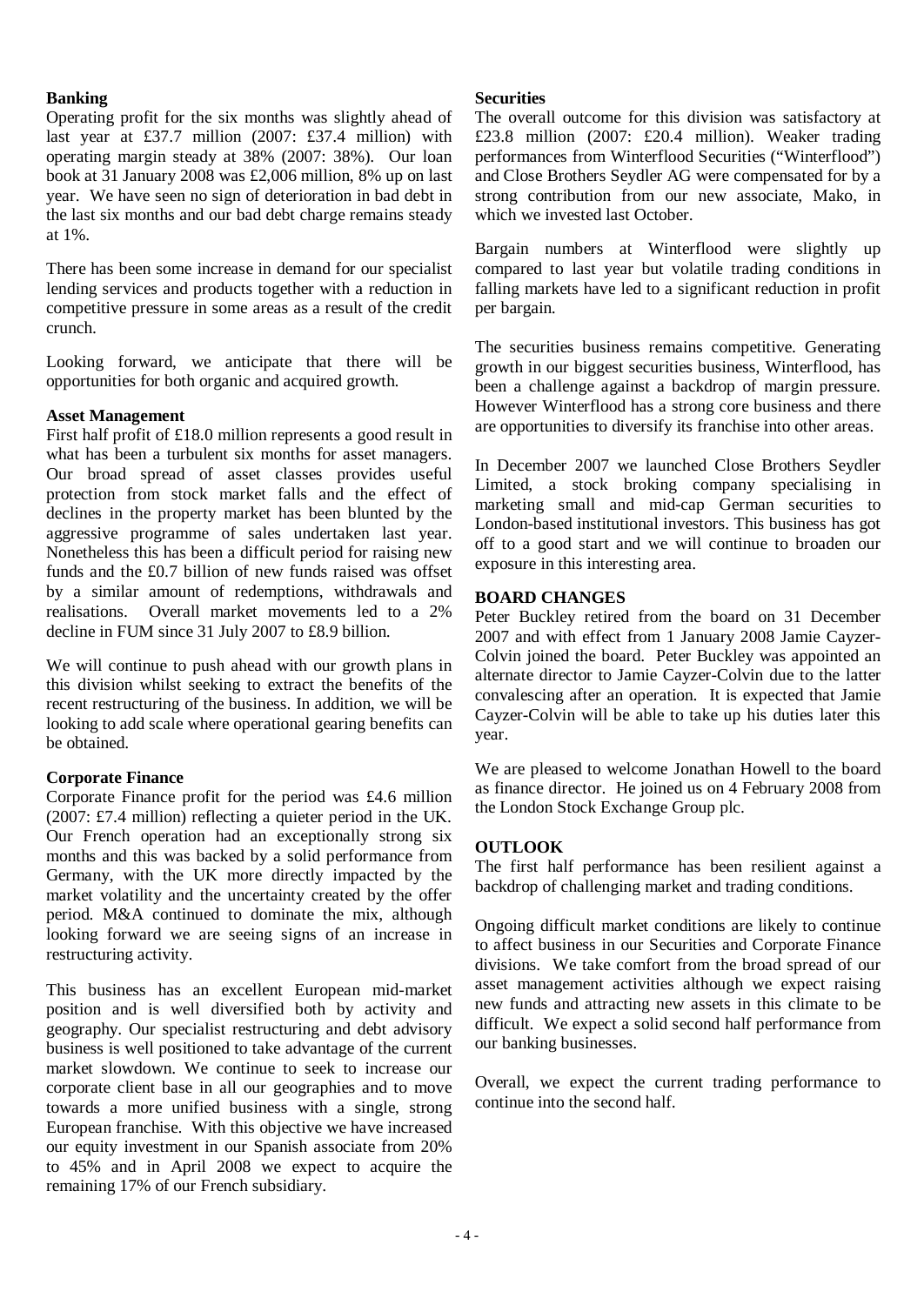**Banking**

Operating profit for the six months was slightly ahead of last year at £37.7 million (2007: £37.4 million) with operating margin steady at 38% (2007: 38%). Our loan book at 31 January 2008 was £2,006 million, 8% up on last year. We have seen no sign of deterioration in bad debt in the last six months and our bad debt charge remains steady at 1%.

There has been some increase in demand for our specialist lending services and products together with a reduction in competitive pressure in some areas as a result of the credit crunch.

Looking forward, we anticipate that there will be opportunities for both organic and acquired growth.

**Asset Management**

First half profit of £18.0 million represents a good result in what has been a turbulent six months for asset managers. Our broad spread of asset classes provides useful protection from stock market falls and the effect of declines in the property market has been blunted by the aggressive programme of sales undertaken last year. Nonetheless this has been a difficult period for raising new funds and the £0.7 billion of new funds raised was offset by a similar amount of redemptions, withdrawals and realisations. Overall market movements led to a 2% decline in FUM since 31 July 2007 to £8.9 billion.

We will continue to push ahead with our growth plans in this division whilst seeking to extract the benefits of the recent restructuring of the business. In addition, we will be looking to add scale where operational gearing benefits can be obtained.

**Corporate Finance**

Corporate Finance profit for the period was £4.6 million (2007: £7.4 million) reflecting a quieter period in the UK. Our French operation had an exceptionally strong six months and this was backed by a solid performance from Germany, with the UK more directly impacted by the market volatility and the uncertainty created by the offer period. M&A continued to dominate the mix, although looking forward we are seeing signs of an increase in restructuring activity.

This business has an excellent European mid-market position and is well diversified both by activity and geography. Our specialist restructuring and debt advisory business is well positioned to take advantage of the current market slowdown. We continue to seek to increase our corporate client base in all our geographies and to move towards a more unified business with a single, strong European franchise. With this objective we have increased our equity investment in our Spanish associate from 20% to 45% and in April 2008 we expect to acquire the remaining 17% of our French subsidiary.

**Securities**

The overall outcome for this division was satisfactory at £23.8 million (2007: £20.4 million). Weaker trading performances from Winterflood Securities ("Winterflood") and Close Brothers Seydler AG were compensated for by a strong contribution from our new associate, Mako, in which we invested last October.

Bargain numbers at Winterflood were slightly up compared to last year but volatile trading conditions in falling markets have led to a significant reduction in profit per bargain.

The securities business remains competitive. Generating growth in our biggest securities business, Winterflood, has been a challenge against a backdrop of margin pressure. However Winterflood has a strong core business and there are opportunities to diversify its franchise into other areas.

In December 2007 we launched Close Brothers Seydler Limited, a stock broking company specialising in marketing small and mid-cap German securities to London-based institutional investors. This business has got off to a good start and we will continue to broaden our exposure in this interesting area.

**BOARD CHANGES**

Peter Buckley retired from the board on 31 December 2007 and with effect from 1 January 2008 Jamie Cayzer-Colvin joined the board. Peter Buckley was appointed an alternate director to Jamie Cayzer-Colvin due to the latter convalescing after an operation. It is expected that Jamie Cayzer-Colvin will be able to take up his duties later this year.

We are pleased to welcome Jonathan Howell to the board as finance director. He joined us on 4 February 2008 from the London Stock Exchange Group plc.

**OUTLOOK**

The first half performance has been resilient against a backdrop of challenging market and trading conditions.

Ongoing difficult market conditions are likely to continue to affect business in our Securities and Corporate Finance divisions. We take comfort from the broad spread of our asset management activities although we expect raising new funds and attracting new assets in this climate to be difficult. We expect a solid second half performance from our banking businesses.

Overall, we expect the current trading performance to continue into the second half.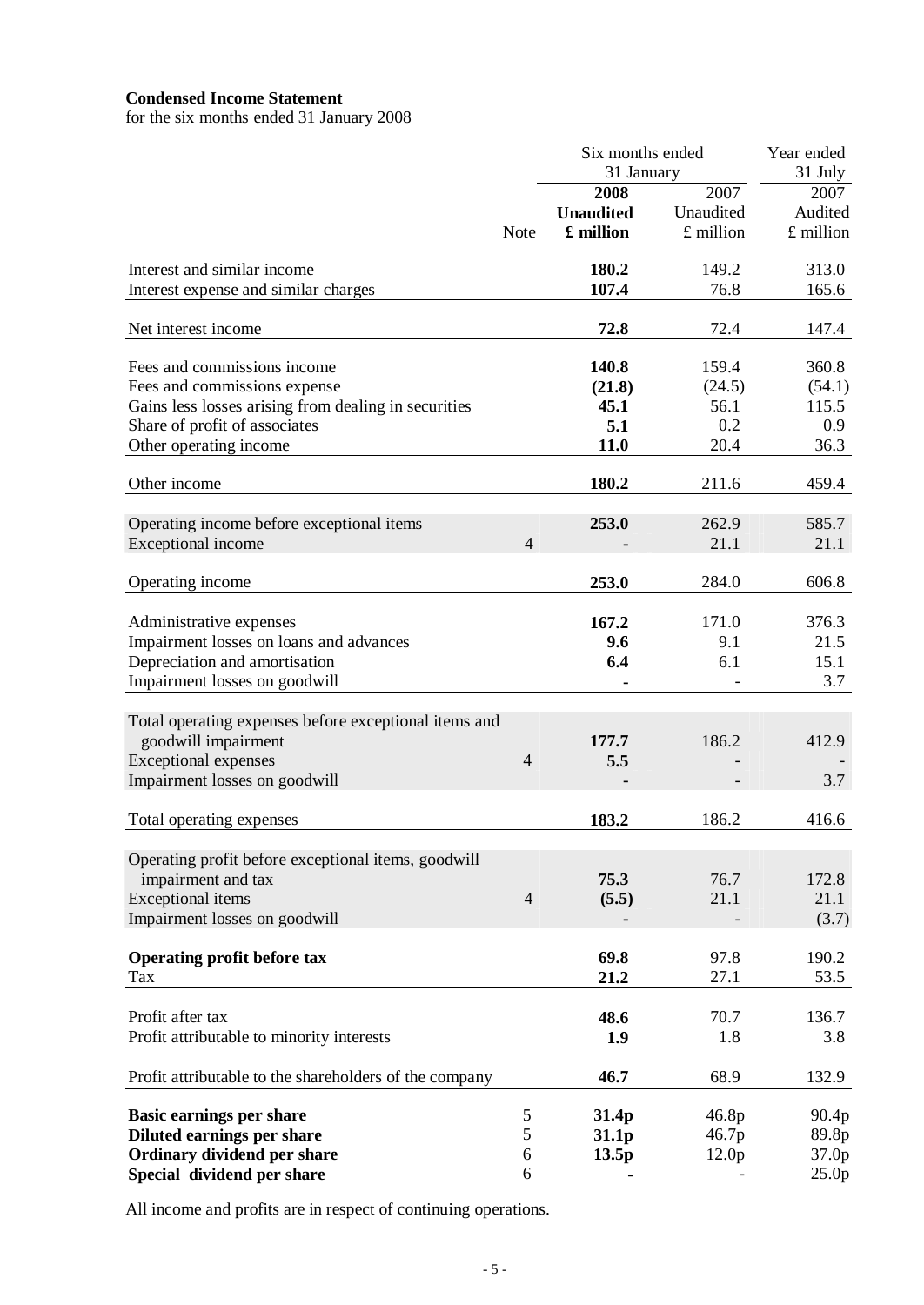**Condensed Income Statement**
for the six months ended 31 January 2008

| | Note | Six months ended 31 January 2008 Unaudited £ million | Six months ended 31 January 2007 Unaudited £ million | Year ended 31 July 2007 Audited £ million |
|---|---|---|---|---|
| Interest and similar income | | **180.2** | 149.2 | 313.0 |
| Interest expense and similar charges | | **107.4** | 76.8 | 165.6 |
| Net interest income | | **72.8** | 72.4 | 147.4 |
| Fees and commissions income | | **140.8** | 159.4 | 360.8 |
| Fees and commissions expense | | **(21.8)** | (24.5) | (54.1) |
| Gains less losses arising from dealing in securities | | **45.1** | 56.1 | 115.5 |
| Share of profit of associates | | **5.1** | 0.2 | 0.9 |
| Other operating income | | **11.0** | 20.4 | 36.3 |
| Other income | | **180.2** | 211.6 | 459.4 |
| Operating income before exceptional items | | **253.0** | 262.9 | 585.7 |
| Exceptional income | 4 | **-** | 21.1 | 21.1 |
| Operating income | | **253.0** | 284.0 | 606.8 |
| Administrative expenses | | **167.2** | 171.0 | 376.3 |
| Impairment losses on loans and advances | | **9.6** | 9.1 | 21.5 |
| Depreciation and amortisation | | **6.4** | 6.1 | 15.1 |
| Impairment losses on goodwill | | **-** | - | 3.7 |
| Total operating expenses before exceptional items and goodwill impairment | | **177.7** | 186.2 | 412.9 |
| Exceptional expenses | 4 | **5.5** | - | - |
| Impairment losses on goodwill | | **-** | - | 3.7 |
| Total operating expenses | | **183.2** | 186.2 | 416.6 |
| Operating profit before exceptional items, goodwill impairment and tax | | **75.3** | 76.7 | 172.8 |
| Exceptional items | 4 | **(5.5)** | 21.1 | 21.1 |
| Impairment losses on goodwill | | **-** | - | (3.7) |
| **Operating profit before tax** | | **69.8** | 97.8 | 190.2 |
| Tax | | **21.2** | 27.1 | 53.5 |
| Profit after tax | | **48.6** | 70.7 | 136.7 |
| Profit attributable to minority interests | | **1.9** | 1.8 | 3.8 |
| Profit attributable to the shareholders of the company | | **46.7** | 68.9 | 132.9 |
| **Basic earnings per share** | 5 | **31.4p** | 46.8p | 90.4p |
| **Diluted earnings per share** | 5 | **31.1p** | 46.7p | 89.8p |
| **Ordinary dividend per share** | 6 | **13.5p** | 12.0p | 37.0p |
| **Special dividend per share** | 6 | **-** | - | 25.0p |

All income and profits are in respect of continuing operations.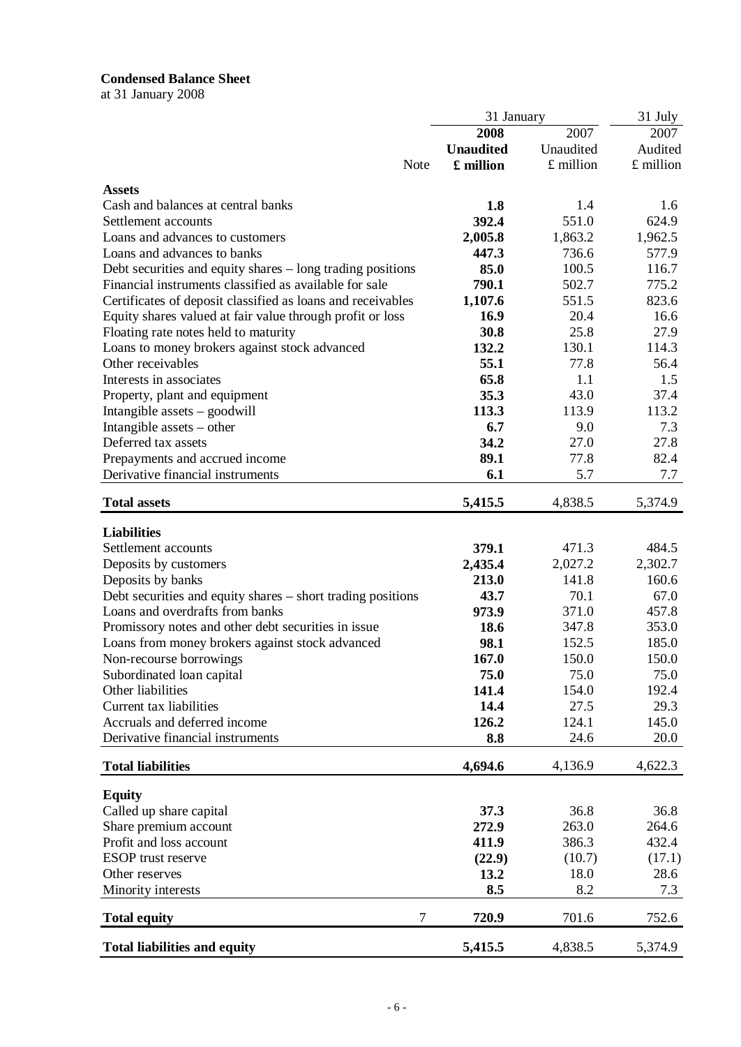**Condensed Balance Sheet**
at 31 January 2008

| | Note | 31 January 2008 Unaudited £ million | 31 January 2007 Unaudited £ million | 31 July 2007 Audited £ million |
|---|---|---|---|---|
| **Assets** | | | | |
| Cash and balances at central banks | | **1.8** | 1.4 | 1.6 |
| Settlement accounts | | **392.4** | 551.0 | 624.9 |
| Loans and advances to customers | | **2,005.8** | 1,863.2 | 1,962.5 |
| Loans and advances to banks | | **447.3** | 736.6 | 577.9 |
| Debt securities and equity shares – long trading positions | | **85.0** | 100.5 | 116.7 |
| Financial instruments classified as available for sale | | **790.1** | 502.7 | 775.2 |
| Certificates of deposit classified as loans and receivables | | **1,107.6** | 551.5 | 823.6 |
| Equity shares valued at fair value through profit or loss | | **16.9** | 20.4 | 16.6 |
| Floating rate notes held to maturity | | **30.8** | 25.8 | 27.9 |
| Loans to money brokers against stock advanced | | **132.2** | 130.1 | 114.3 |
| Other receivables | | **55.1** | 77.8 | 56.4 |
| Interests in associates | | **65.8** | 1.1 | 1.5 |
| Property, plant and equipment | | **35.3** | 43.0 | 37.4 |
| Intangible assets – goodwill | | **113.3** | 113.9 | 113.2 |
| Intangible assets – other | | **6.7** | 9.0 | 7.3 |
| Deferred tax assets | | **34.2** | 27.0 | 27.8 |
| Prepayments and accrued income | | **89.1** | 77.8 | 82.4 |
| Derivative financial instruments | | **6.1** | 5.7 | 7.7 |
| **Total assets** | | **5,415.5** | 4,838.5 | 5,374.9 |
| **Liabilities** | | | | |
| Settlement accounts | | **379.1** | 471.3 | 484.5 |
| Deposits by customers | | **2,435.4** | 2,027.2 | 2,302.7 |
| Deposits by banks | | **213.0** | 141.8 | 160.6 |
| Debt securities and equity shares – short trading positions | | **43.7** | 70.1 | 67.0 |
| Loans and overdrafts from banks | | **973.9** | 371.0 | 457.8 |
| Promissory notes and other debt securities in issue | | **18.6** | 347.8 | 353.0 |
| Loans from money brokers against stock advanced | | **98.1** | 152.5 | 185.0 |
| Non-recourse borrowings | | **167.0** | 150.0 | 150.0 |
| Subordinated loan capital | | **75.0** | 75.0 | 75.0 |
| Other liabilities | | **141.4** | 154.0 | 192.4 |
| Current tax liabilities | | **14.4** | 27.5 | 29.3 |
| Accruals and deferred income | | **126.2** | 124.1 | 145.0 |
| Derivative financial instruments | | **8.8** | 24.6 | 20.0 |
| **Total liabilities** | | **4,694.6** | 4,136.9 | 4,622.3 |
| **Equity** | | | | |
| Called up share capital | | **37.3** | 36.8 | 36.8 |
| Share premium account | | **272.9** | 263.0 | 264.6 |
| Profit and loss account | | **411.9** | 386.3 | 432.4 |
| ESOP trust reserve | | **(22.9)** | (10.7) | (17.1) |
| Other reserves | | **13.2** | 18.0 | 28.6 |
| Minority interests | | **8.5** | 8.2 | 7.3 |
| **Total equity** | 7 | **720.9** | 701.6 | 752.6 |
| **Total liabilities and equity** | | **5,415.5** | 4,838.5 | 5,374.9 |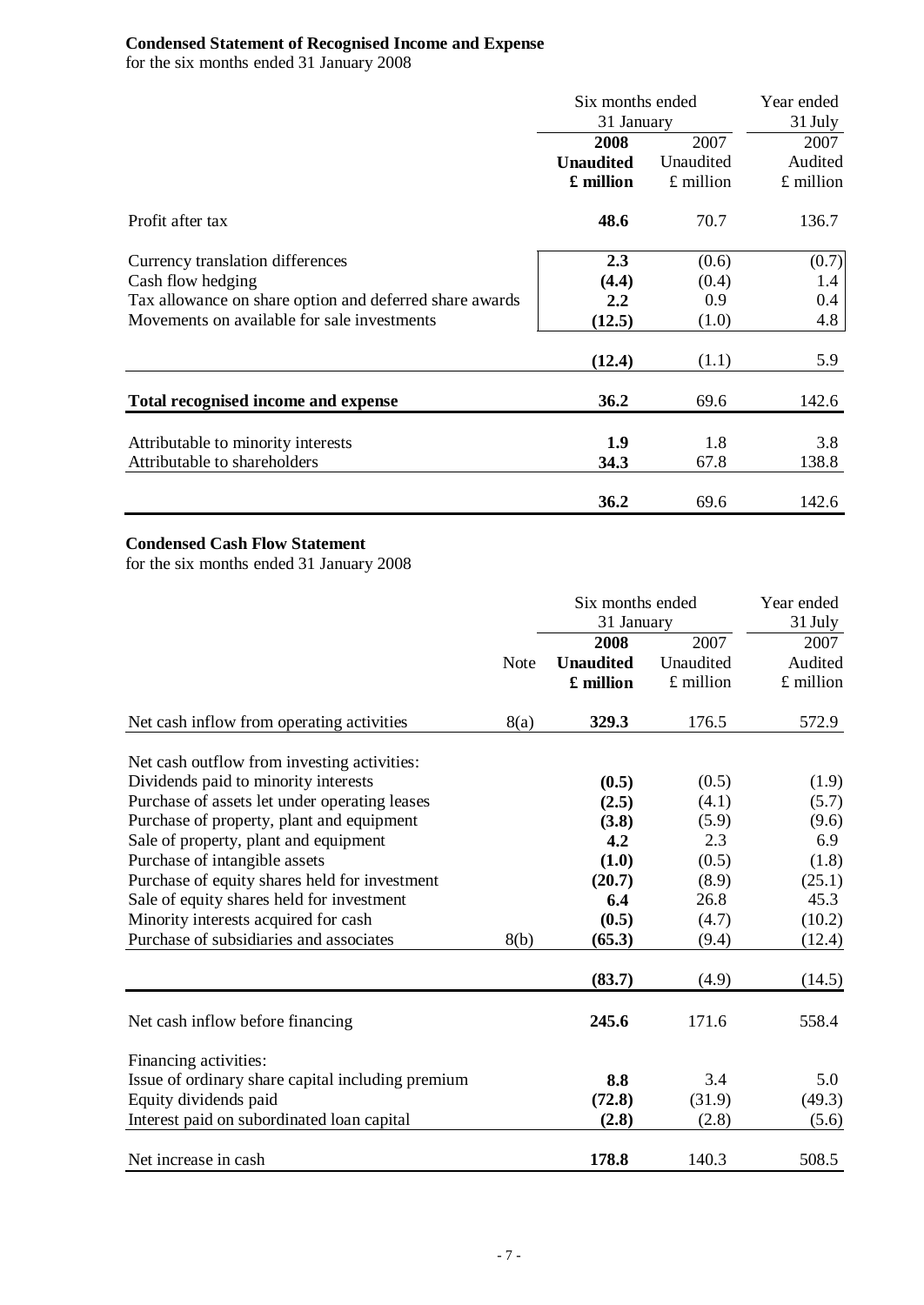**Condensed Statement of Recognised Income and Expense**

for the six months ended 31 January 2008

| | Six months ended 31 January | | Year ended 31 July |
|---|---|---|---|
| | **2008** | 2007 | 2007 |
| | **Unaudited** | Unaudited | Audited |
| | **£ million** | £ million | £ million |
| Profit after tax | **48.6** | 70.7 | 136.7 |
| Currency translation differences | **2.3** | (0.6) | (0.7) |
| Cash flow hedging | **(4.4)** | (0.4) | 1.4 |
| Tax allowance on share option and deferred share awards | **2.2** | 0.9 | 0.4 |
| Movements on available for sale investments | **(12.5)** | (1.0) | 4.8 |
| | **(12.4)** | (1.1) | 5.9 |
| **Total recognised income and expense** | **36.2** | 69.6 | 142.6 |
| Attributable to minority interests | **1.9** | 1.8 | 3.8 |
| Attributable to shareholders | **34.3** | 67.8 | 138.8 |
| | **36.2** | 69.6 | 142.6 |

**Condensed Cash Flow Statement**

for the six months ended 31 January 2008

| | Note | Six months ended 31 January | | Year ended 31 July |
|---|---|---|---|---|
| | | **2008** | 2007 | 2007 |
| | | **Unaudited** | Unaudited | Audited |
| | | **£ million** | £ million | £ million |
| Net cash inflow from operating activities | 8(a) | **329.3** | 176.5 | 572.9 |
| Net cash outflow from investing activities: | | | | |
| Dividends paid to minority interests | | **(0.5)** | (0.5) | (1.9) |
| Purchase of assets let under operating leases | | **(2.5)** | (4.1) | (5.7) |
| Purchase of property, plant and equipment | | **(3.8)** | (5.9) | (9.6) |
| Sale of property, plant and equipment | | **4.2** | 2.3 | 6.9 |
| Purchase of intangible assets | | **(1.0)** | (0.5) | (1.8) |
| Purchase of equity shares held for investment | | **(20.7)** | (8.9) | (25.1) |
| Sale of equity shares held for investment | | **6.4** | 26.8 | 45.3 |
| Minority interests acquired for cash | | **(0.5)** | (4.7) | (10.2) |
| Purchase of subsidiaries and associates | 8(b) | **(65.3)** | (9.4) | (12.4) |
| | | **(83.7)** | (4.9) | (14.5) |
| Net cash inflow before financing | | **245.6** | 171.6 | 558.4 |
| Financing activities: | | | | |
| Issue of ordinary share capital including premium | | **8.8** | 3.4 | 5.0 |
| Equity dividends paid | | **(72.8)** | (31.9) | (49.3) |
| Interest paid on subordinated loan capital | | **(2.8)** | (2.8) | (5.6) |
| Net increase in cash | | **178.8** | 140.3 | 508.5 |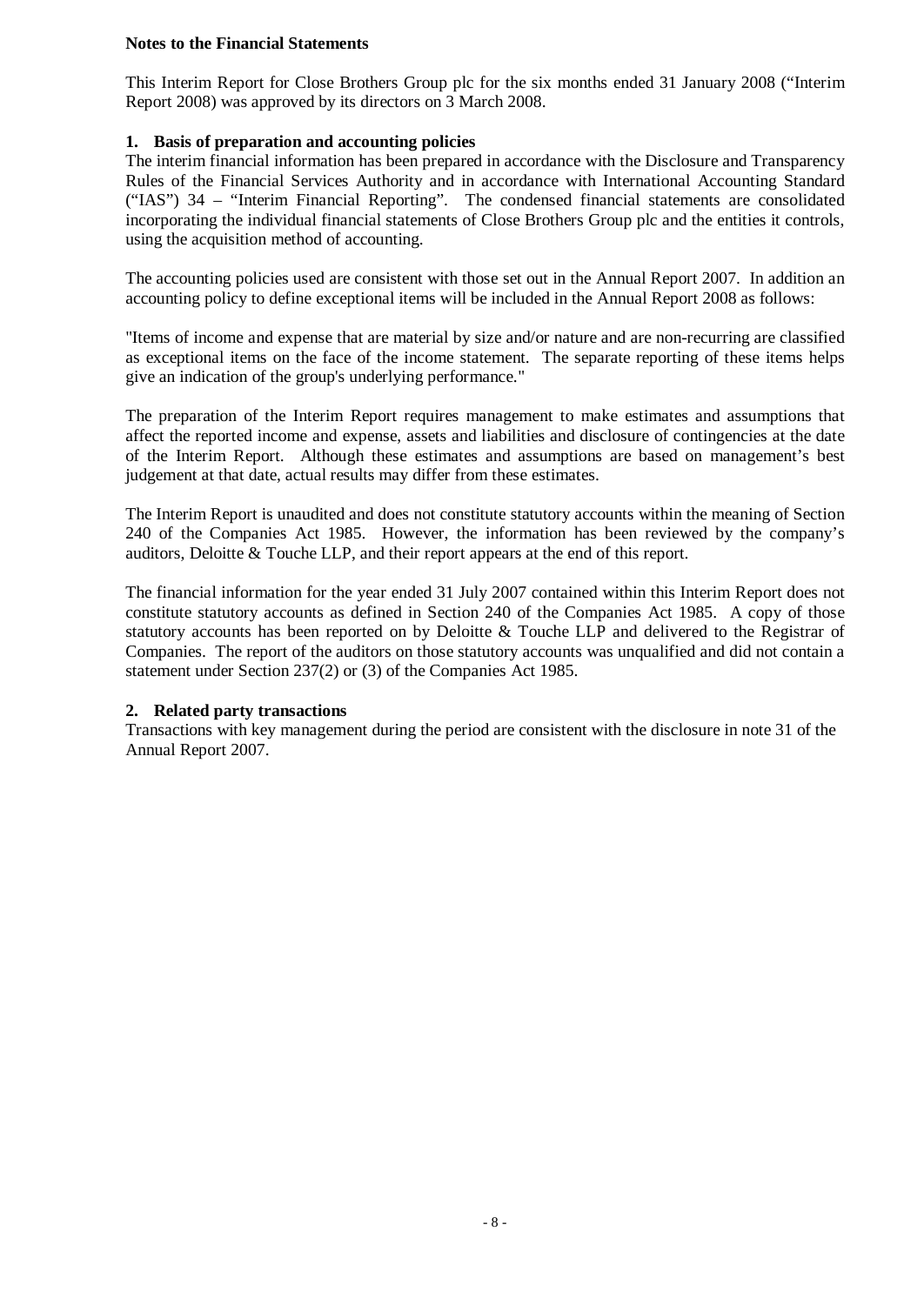**Notes to the Financial Statements**

This Interim Report for Close Brothers Group plc for the six months ended 31 January 2008 ("Interim Report 2008) was approved by its directors on 3 March 2008.

**1. Basis of preparation and accounting policies**

The interim financial information has been prepared in accordance with the Disclosure and Transparency Rules of the Financial Services Authority and in accordance with International Accounting Standard ("IAS") 34 – "Interim Financial Reporting". The condensed financial statements are consolidated incorporating the individual financial statements of Close Brothers Group plc and the entities it controls, using the acquisition method of accounting.

The accounting policies used are consistent with those set out in the Annual Report 2007. In addition an accounting policy to define exceptional items will be included in the Annual Report 2008 as follows:

"Items of income and expense that are material by size and/or nature and are non-recurring are classified as exceptional items on the face of the income statement. The separate reporting of these items helps give an indication of the group's underlying performance."

The preparation of the Interim Report requires management to make estimates and assumptions that affect the reported income and expense, assets and liabilities and disclosure of contingencies at the date of the Interim Report. Although these estimates and assumptions are based on management's best judgement at that date, actual results may differ from these estimates.

The Interim Report is unaudited and does not constitute statutory accounts within the meaning of Section 240 of the Companies Act 1985. However, the information has been reviewed by the company's auditors, Deloitte & Touche LLP, and their report appears at the end of this report.

The financial information for the year ended 31 July 2007 contained within this Interim Report does not constitute statutory accounts as defined in Section 240 of the Companies Act 1985. A copy of those statutory accounts has been reported on by Deloitte & Touche LLP and delivered to the Registrar of Companies. The report of the auditors on those statutory accounts was unqualified and did not contain a statement under Section 237(2) or (3) of the Companies Act 1985.

**2. Related party transactions**

Transactions with key management during the period are consistent with the disclosure in note 31 of the Annual Report 2007.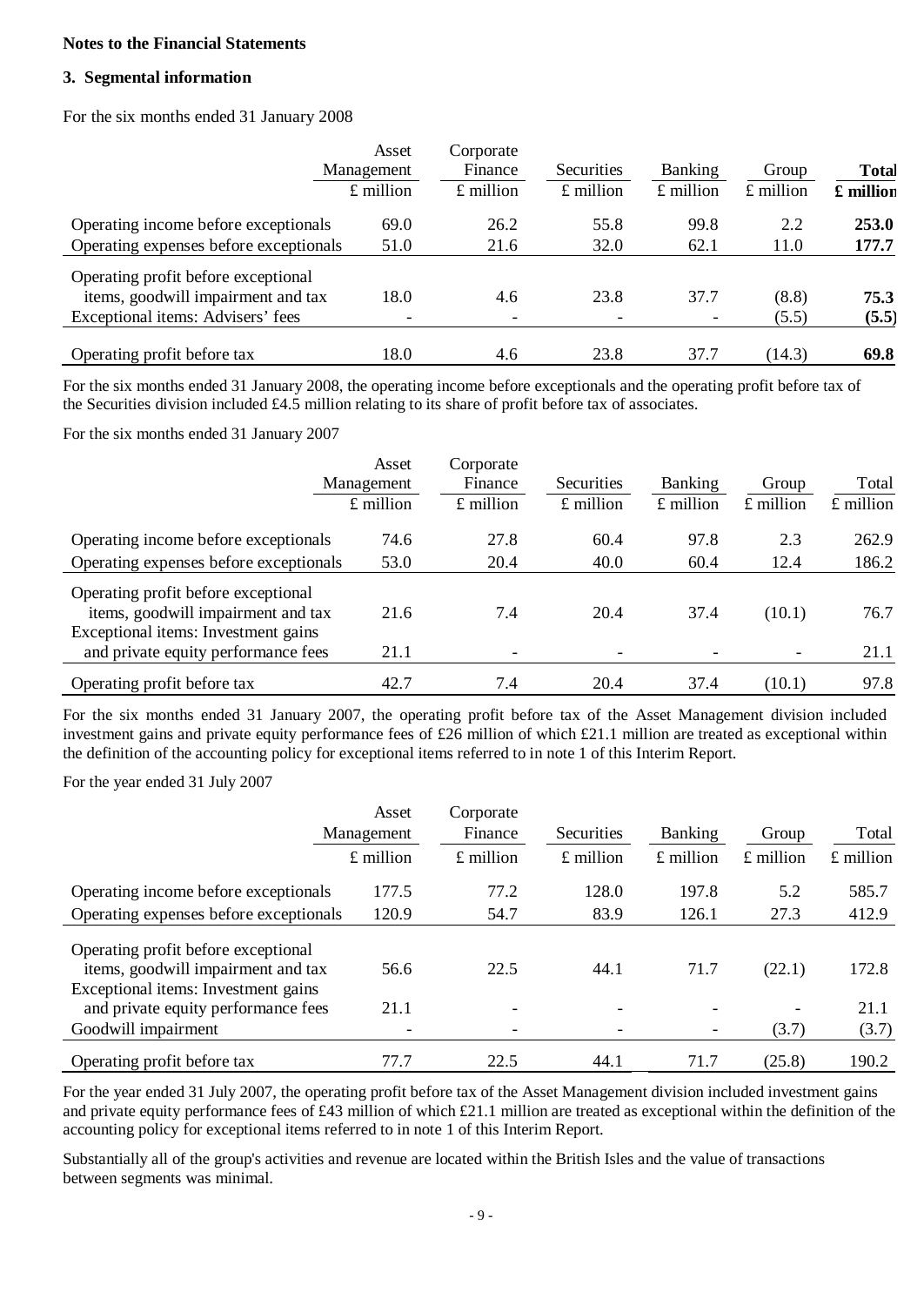**Notes to the Financial Statements**

**3. Segmental information**

For the six months ended 31 January 2008

| | Asset Management £ million | Corporate Finance £ million | Securities £ million | Banking £ million | Group £ million | **Total £ million** |
|---|---|---|---|---|---|---|
| Operating income before exceptionals | 69.0 | 26.2 | 55.8 | 99.8 | 2.2 | **253.0** |
| Operating expenses before exceptionals | 51.0 | 21.6 | 32.0 | 62.1 | 11.0 | **177.7** |
| Operating profit before exceptional items, goodwill impairment and tax | 18.0 | 4.6 | 23.8 | 37.7 | (8.8) | **75.3** |
| Exceptional items: Advisers' fees | - | - | - | - | (5.5) | **(5.5)** |
| Operating profit before tax | 18.0 | 4.6 | 23.8 | 37.7 | (14.3) | **69.8** |

For the six months ended 31 January 2008, the operating income before exceptionals and the operating profit before tax of the Securities division included £4.5 million relating to its share of profit before tax of associates.

For the six months ended 31 January 2007

| | Asset Management £ million | Corporate Finance £ million | Securities £ million | Banking £ million | Group £ million | Total £ million |
|---|---|---|---|---|---|---|
| Operating income before exceptionals | 74.6 | 27.8 | 60.4 | 97.8 | 2.3 | 262.9 |
| Operating expenses before exceptionals | 53.0 | 20.4 | 40.0 | 60.4 | 12.4 | 186.2 |
| Operating profit before exceptional items, goodwill impairment and tax | 21.6 | 7.4 | 20.4 | 37.4 | (10.1) | 76.7 |
| Exceptional items: Investment gains and private equity performance fees | 21.1 | - | - | - | - | 21.1 |
| Operating profit before tax | 42.7 | 7.4 | 20.4 | 37.4 | (10.1) | 97.8 |

For the six months ended 31 January 2007, the operating profit before tax of the Asset Management division included investment gains and private equity performance fees of £26 million of which £21.1 million are treated as exceptional within the definition of the accounting policy for exceptional items referred to in note 1 of this Interim Report.

For the year ended 31 July 2007

| | Asset Management £ million | Corporate Finance £ million | Securities £ million | Banking £ million | Group £ million | Total £ million |
|---|---|---|---|---|---|---|
| Operating income before exceptionals | 177.5 | 77.2 | 128.0 | 197.8 | 5.2 | 585.7 |
| Operating expenses before exceptionals | 120.9 | 54.7 | 83.9 | 126.1 | 27.3 | 412.9 |
| Operating profit before exceptional items, goodwill impairment and tax | 56.6 | 22.5 | 44.1 | 71.7 | (22.1) | 172.8 |
| Exceptional items: Investment gains and private equity performance fees | 21.1 | - | - | - | - | 21.1 |
| Goodwill impairment | - | - | - | - | (3.7) | (3.7) |
| Operating profit before tax | 77.7 | 22.5 | 44.1 | 71.7 | (25.8) | 190.2 |

For the year ended 31 July 2007, the operating profit before tax of the Asset Management division included investment gains and private equity performance fees of £43 million of which £21.1 million are treated as exceptional within the definition of the accounting policy for exceptional items referred to in note 1 of this Interim Report.

Substantially all of the group's activities and revenue are located within the British Isles and the value of transactions between segments was minimal.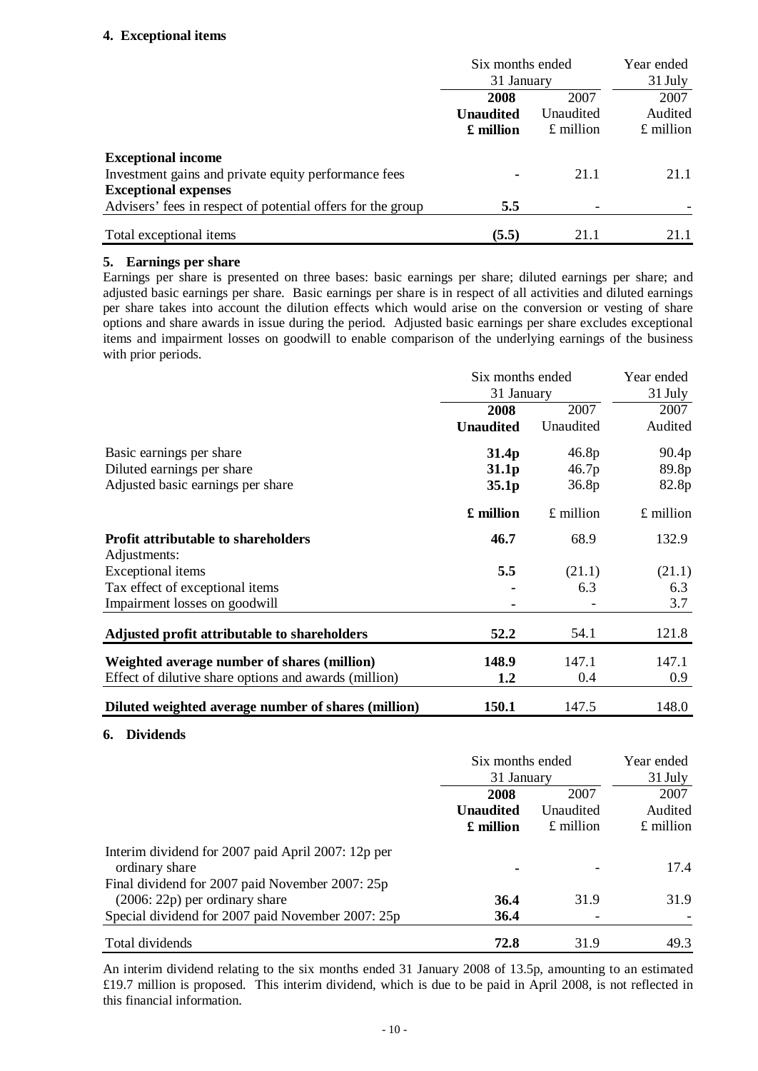### 4. Exceptional items

| | Six months ended 31 January | | Year ended 31 July |
|---|---|---|---|
| | **2008** | 2007 | 2007 |
| | **Unaudited** | Unaudited | Audited |
| | **£ million** | £ million | £ million |
| **Exceptional income** | | | |
| Investment gains and private equity performance fees | **-** | 21.1 | 21.1 |
| **Exceptional expenses** | | | |
| Advisers' fees in respect of potential offers for the group | **5.5** | - | - |
| Total exceptional items | **(5.5)** | 21.1 | 21.1 |

### 5. Earnings per share

Earnings per share is presented on three bases: basic earnings per share; diluted earnings per share; and adjusted basic earnings per share. Basic earnings per share is in respect of all activities and diluted earnings per share takes into account the dilution effects which would arise on the conversion or vesting of share options and share awards in issue during the period. Adjusted basic earnings per share excludes exceptional items and impairment losses on goodwill to enable comparison of the underlying earnings of the business with prior periods.

| | Six months ended 31 January | | Year ended 31 July |
|---|---|---|---|
| | **2008** | 2007 | 2007 |
| | **Unaudited** | Unaudited | Audited |
| Basic earnings per share | **31.4p** | 46.8p | 90.4p |
| Diluted earnings per share | **31.1p** | 46.7p | 89.8p |
| Adjusted basic earnings per share | **35.1p** | 36.8p | 82.8p |
| | **£ million** | £ million | £ million |
| **Profit attributable to shareholders** | **46.7** | 68.9 | 132.9 |
| Adjustments: | | | |
| Exceptional items | **5.5** | (21.1) | (21.1) |
| Tax effect of exceptional items | **-** | 6.3 | 6.3 |
| Impairment losses on goodwill | **-** | - | 3.7 |
| **Adjusted profit attributable to shareholders** | **52.2** | 54.1 | 121.8 |
| **Weighted average number of shares (million)** | **148.9** | 147.1 | 147.1 |
| Effect of dilutive share options and awards (million) | **1.2** | 0.4 | 0.9 |
| **Diluted weighted average number of shares (million)** | **150.1** | 147.5 | 148.0 |

### 6. Dividends

| | Six months ended 31 January | | Year ended 31 July |
|---|---|---|---|
| | **2008** | 2007 | 2007 |
| | **Unaudited** | Unaudited | Audited |
| | **£ million** | £ million | £ million |
| Interim dividend for 2007 paid April 2007: 12p per ordinary share | **-** | - | 17.4 |
| Final dividend for 2007 paid November 2007: 25p (2006: 22p) per ordinary share | **36.4** | 31.9 | 31.9 |
| Special dividend for 2007 paid November 2007: 25p | **36.4** | - | - |
| Total dividends | **72.8** | 31.9 | 49.3 |

An interim dividend relating to the six months ended 31 January 2008 of 13.5p, amounting to an estimated £19.7 million is proposed. This interim dividend, which is due to be paid in April 2008, is not reflected in this financial information.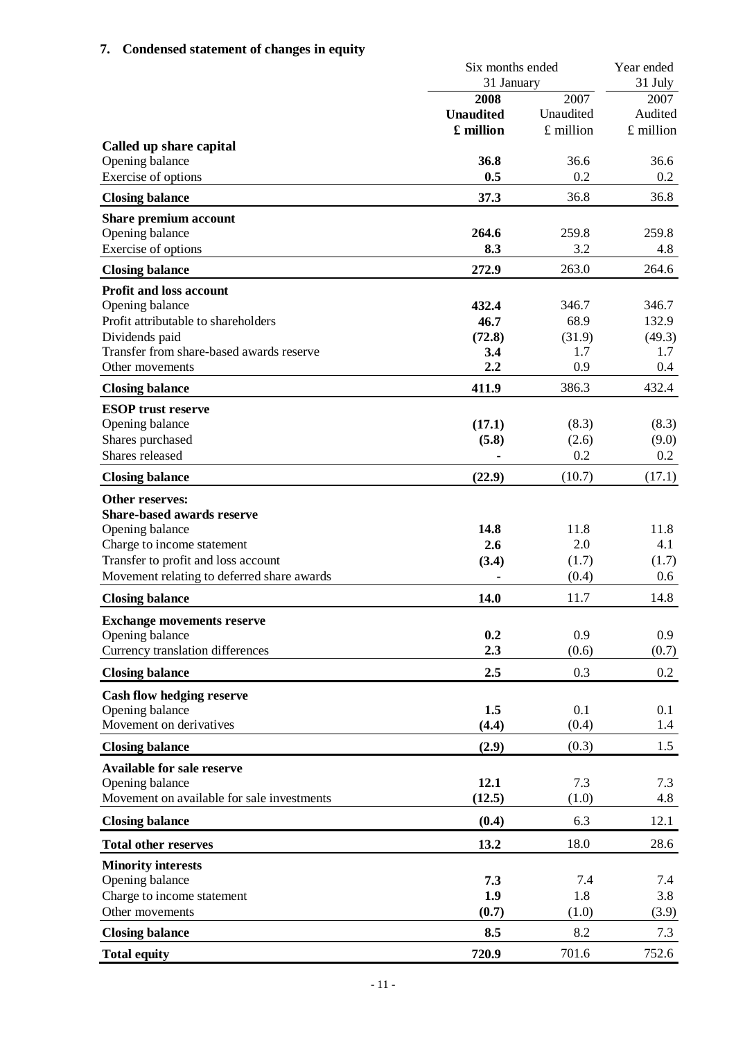## 7. Condensed statement of changes in equity

| | Six months ended 31 January | | Year ended 31 July |
|---|---|---|---|
| | **2008** | 2007 | 2007 |
| | **Unaudited** | Unaudited | Audited |
| | **£ million** | £ million | £ million |
| **Called up share capital** | | | |
| Opening balance | **36.8** | 36.6 | 36.6 |
| Exercise of options | **0.5** | 0.2 | 0.2 |
| **Closing balance** | **37.3** | 36.8 | 36.8 |
| **Share premium account** | | | |
| Opening balance | **264.6** | 259.8 | 259.8 |
| Exercise of options | **8.3** | 3.2 | 4.8 |
| **Closing balance** | **272.9** | 263.0 | 264.6 |
| **Profit and loss account** | | | |
| Opening balance | **432.4** | 346.7 | 346.7 |
| Profit attributable to shareholders | **46.7** | 68.9 | 132.9 |
| Dividends paid | **(72.8)** | (31.9) | (49.3) |
| Transfer from share-based awards reserve | **3.4** | 1.7 | 1.7 |
| Other movements | **2.2** | 0.9 | 0.4 |
| **Closing balance** | **411.9** | 386.3 | 432.4 |
| **ESOP trust reserve** | | | |
| Opening balance | **(17.1)** | (8.3) | (8.3) |
| Shares purchased | **(5.8)** | (2.6) | (9.0) |
| Shares released | **-** | 0.2 | 0.2 |
| **Closing balance** | **(22.9)** | (10.7) | (17.1) |
| **Other reserves:** | | | |
| **Share-based awards reserve** | | | |
| Opening balance | **14.8** | 11.8 | 11.8 |
| Charge to income statement | **2.6** | 2.0 | 4.1 |
| Transfer to profit and loss account | **(3.4)** | (1.7) | (1.7) |
| Movement relating to deferred share awards | **-** | (0.4) | 0.6 |
| **Closing balance** | **14.0** | 11.7 | 14.8 |
| **Exchange movements reserve** | | | |
| Opening balance | **0.2** | 0.9 | 0.9 |
| Currency translation differences | **2.3** | (0.6) | (0.7) |
| **Closing balance** | **2.5** | 0.3 | 0.2 |
| **Cash flow hedging reserve** | | | |
| Opening balance | **1.5** | 0.1 | 0.1 |
| Movement on derivatives | **(4.4)** | (0.4) | 1.4 |
| **Closing balance** | **(2.9)** | (0.3) | 1.5 |
| **Available for sale reserve** | | | |
| Opening balance | **12.1** | 7.3 | 7.3 |
| Movement on available for sale investments | **(12.5)** | (1.0) | 4.8 |
| **Closing balance** | **(0.4)** | 6.3 | 12.1 |
| **Total other reserves** | **13.2** | 18.0 | 28.6 |
| **Minority interests** | | | |
| Opening balance | **7.3** | 7.4 | 7.4 |
| Charge to income statement | **1.9** | 1.8 | 3.8 |
| Other movements | **(0.7)** | (1.0) | (3.9) |
| **Closing balance** | **8.5** | 8.2 | 7.3 |
| **Total equity** | **720.9** | 701.6 | 752.6 |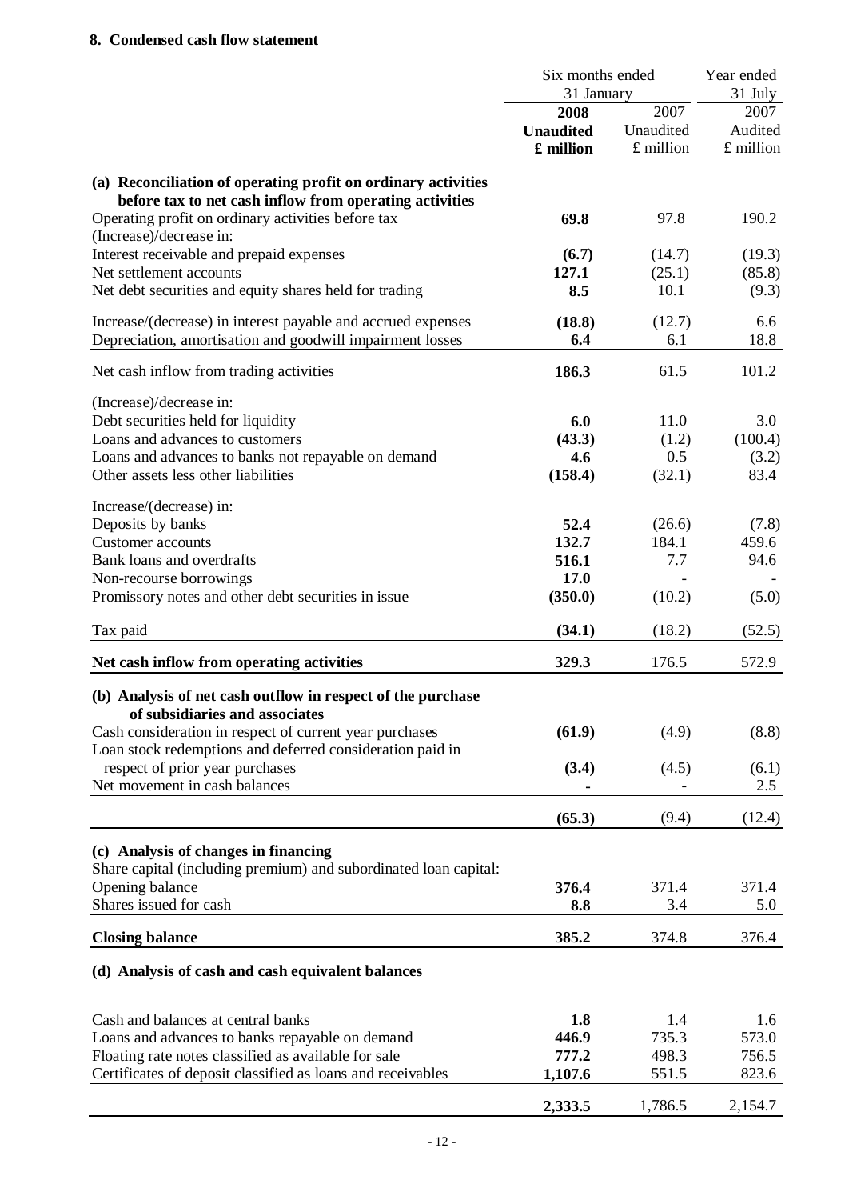## 8. Condensed cash flow statement

| | Six months ended 31 January 2008 Unaudited £ million | Six months ended 31 January 2007 Unaudited £ million | Year ended 31 July 2007 Audited £ million |
|---|---|---|---|
| **(a) Reconciliation of operating profit on ordinary activities before tax to net cash inflow from operating activities** | | | |
| Operating profit on ordinary activities before tax | **69.8** | 97.8 | 190.2 |
| (Increase)/decrease in: | | | |
| Interest receivable and prepaid expenses | **(6.7)** | (14.7) | (19.3) |
| Net settlement accounts | **127.1** | (25.1) | (85.8) |
| Net debt securities and equity shares held for trading | **8.5** | 10.1 | (9.3) |
| Increase/(decrease) in interest payable and accrued expenses | **(18.8)** | (12.7) | 6.6 |
| Depreciation, amortisation and goodwill impairment losses | **6.4** | 6.1 | 18.8 |
| Net cash inflow from trading activities | **186.3** | 61.5 | 101.2 |
| (Increase)/decrease in: | | | |
| Debt securities held for liquidity | **6.0** | 11.0 | 3.0 |
| Loans and advances to customers | **(43.3)** | (1.2) | (100.4) |
| Loans and advances to banks not repayable on demand | **4.6** | 0.5 | (3.2) |
| Other assets less other liabilities | **(158.4)** | (32.1) | 83.4 |
| Increase/(decrease) in: | | | |
| Deposits by banks | **52.4** | (26.6) | (7.8) |
| Customer accounts | **132.7** | 184.1 | 459.6 |
| Bank loans and overdrafts | **516.1** | 7.7 | 94.6 |
| Non-recourse borrowings | **17.0** | - | - |
| Promissory notes and other debt securities in issue | **(350.0)** | (10.2) | (5.0) |
| Tax paid | **(34.1)** | (18.2) | (52.5) |
| **Net cash inflow from operating activities** | **329.3** | 176.5 | 572.9 |
| **(b) Analysis of net cash outflow in respect of the purchase of subsidiaries and associates** | | | |
| Cash consideration in respect of current year purchases | **(61.9)** | (4.9) | (8.8) |
| Loan stock redemptions and deferred consideration paid in respect of prior year purchases | **(3.4)** | (4.5) | (6.1) |
| Net movement in cash balances | **-** | - | 2.5 |
| | **(65.3)** | (9.4) | (12.4) |
| **(c) Analysis of changes in financing** | | | |
| Share capital (including premium) and subordinated loan capital: | | | |
| Opening balance | **376.4** | 371.4 | 371.4 |
| Shares issued for cash | **8.8** | 3.4 | 5.0 |
| **Closing balance** | **385.2** | 374.8 | 376.4 |
| **(d) Analysis of cash and cash equivalent balances** | | | |
| Cash and balances at central banks | **1.8** | 1.4 | 1.6 |
| Loans and advances to banks repayable on demand | **446.9** | 735.3 | 573.0 |
| Floating rate notes classified as available for sale | **777.2** | 498.3 | 756.5 |
| Certificates of deposit classified as loans and receivables | **1,107.6** | 551.5 | 823.6 |
| | **2,333.5** | 1,786.5 | 2,154.7 |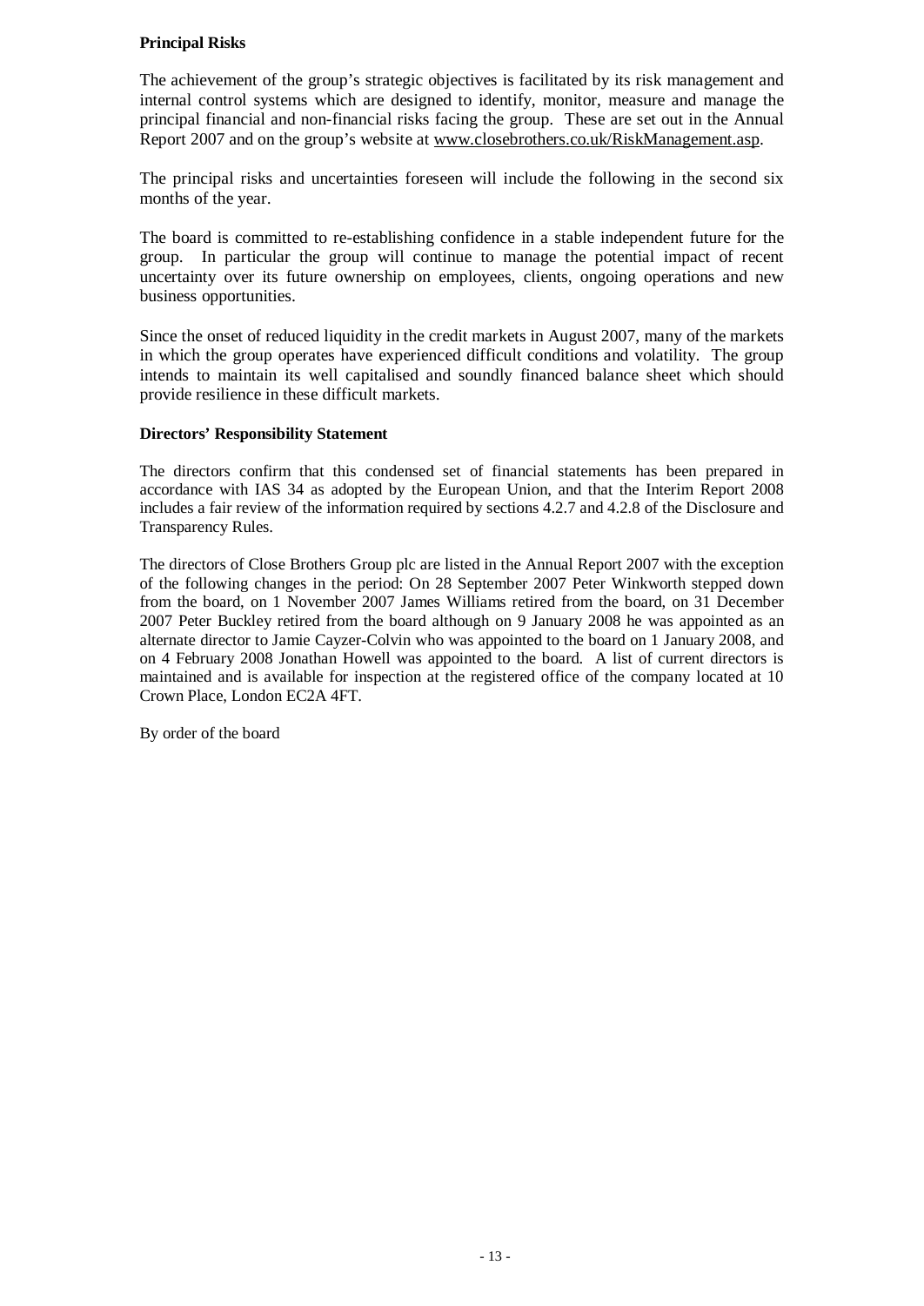**Principal Risks**

The achievement of the group's strategic objectives is facilitated by its risk management and internal control systems which are designed to identify, monitor, measure and manage the principal financial and non-financial risks facing the group. These are set out in the Annual Report 2007 and on the group's website at www.closebrothers.co.uk/RiskManagement.asp.

The principal risks and uncertainties foreseen will include the following in the second six months of the year.

The board is committed to re-establishing confidence in a stable independent future for the group. In particular the group will continue to manage the potential impact of recent uncertainty over its future ownership on employees, clients, ongoing operations and new business opportunities.

Since the onset of reduced liquidity in the credit markets in August 2007, many of the markets in which the group operates have experienced difficult conditions and volatility. The group intends to maintain its well capitalised and soundly financed balance sheet which should provide resilience in these difficult markets.

**Directors' Responsibility Statement**

The directors confirm that this condensed set of financial statements has been prepared in accordance with IAS 34 as adopted by the European Union, and that the Interim Report 2008 includes a fair review of the information required by sections 4.2.7 and 4.2.8 of the Disclosure and Transparency Rules.

The directors of Close Brothers Group plc are listed in the Annual Report 2007 with the exception of the following changes in the period: On 28 September 2007 Peter Winkworth stepped down from the board, on 1 November 2007 James Williams retired from the board, on 31 December 2007 Peter Buckley retired from the board although on 9 January 2008 he was appointed as an alternate director to Jamie Cayzer-Colvin who was appointed to the board on 1 January 2008, and on 4 February 2008 Jonathan Howell was appointed to the board. A list of current directors is maintained and is available for inspection at the registered office of the company located at 10 Crown Place, London EC2A 4FT.

By order of the board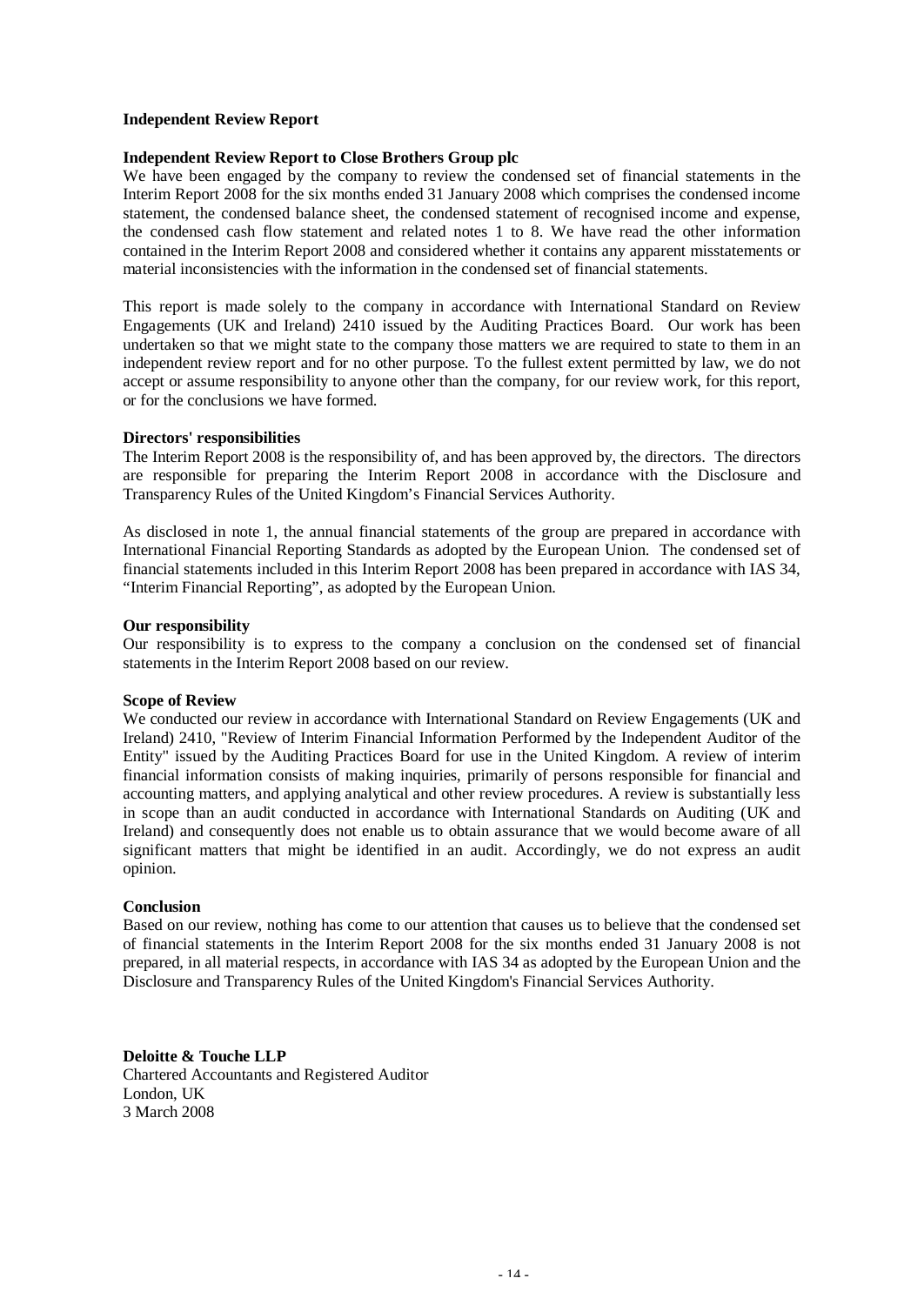## Independent Review Report

### Independent Review Report to Close Brothers Group plc

We have been engaged by the company to review the condensed set of financial statements in the Interim Report 2008 for the six months ended 31 January 2008 which comprises the condensed income statement, the condensed balance sheet, the condensed statement of recognised income and expense, the condensed cash flow statement and related notes 1 to 8. We have read the other information contained in the Interim Report 2008 and considered whether it contains any apparent misstatements or material inconsistencies with the information in the condensed set of financial statements.

This report is made solely to the company in accordance with International Standard on Review Engagements (UK and Ireland) 2410 issued by the Auditing Practices Board. Our work has been undertaken so that we might state to the company those matters we are required to state to them in an independent review report and for no other purpose. To the fullest extent permitted by law, we do not accept or assume responsibility to anyone other than the company, for our review work, for this report, or for the conclusions we have formed.

### Directors' responsibilities

The Interim Report 2008 is the responsibility of, and has been approved by, the directors. The directors are responsible for preparing the Interim Report 2008 in accordance with the Disclosure and Transparency Rules of the United Kingdom's Financial Services Authority.

As disclosed in note 1, the annual financial statements of the group are prepared in accordance with International Financial Reporting Standards as adopted by the European Union. The condensed set of financial statements included in this Interim Report 2008 has been prepared in accordance with IAS 34, "Interim Financial Reporting", as adopted by the European Union.

### Our responsibility

Our responsibility is to express to the company a conclusion on the condensed set of financial statements in the Interim Report 2008 based on our review.

### Scope of Review

We conducted our review in accordance with International Standard on Review Engagements (UK and Ireland) 2410, "Review of Interim Financial Information Performed by the Independent Auditor of the Entity" issued by the Auditing Practices Board for use in the United Kingdom. A review of interim financial information consists of making inquiries, primarily of persons responsible for financial and accounting matters, and applying analytical and other review procedures. A review is substantially less in scope than an audit conducted in accordance with International Standards on Auditing (UK and Ireland) and consequently does not enable us to obtain assurance that we would become aware of all significant matters that might be identified in an audit. Accordingly, we do not express an audit opinion.

### Conclusion

Based on our review, nothing has come to our attention that causes us to believe that the condensed set of financial statements in the Interim Report 2008 for the six months ended 31 January 2008 is not prepared, in all material respects, in accordance with IAS 34 as adopted by the European Union and the Disclosure and Transparency Rules of the United Kingdom's Financial Services Authority.

**Deloitte & Touche LLP**
Chartered Accountants and Registered Auditor
London, UK
3 March 2008